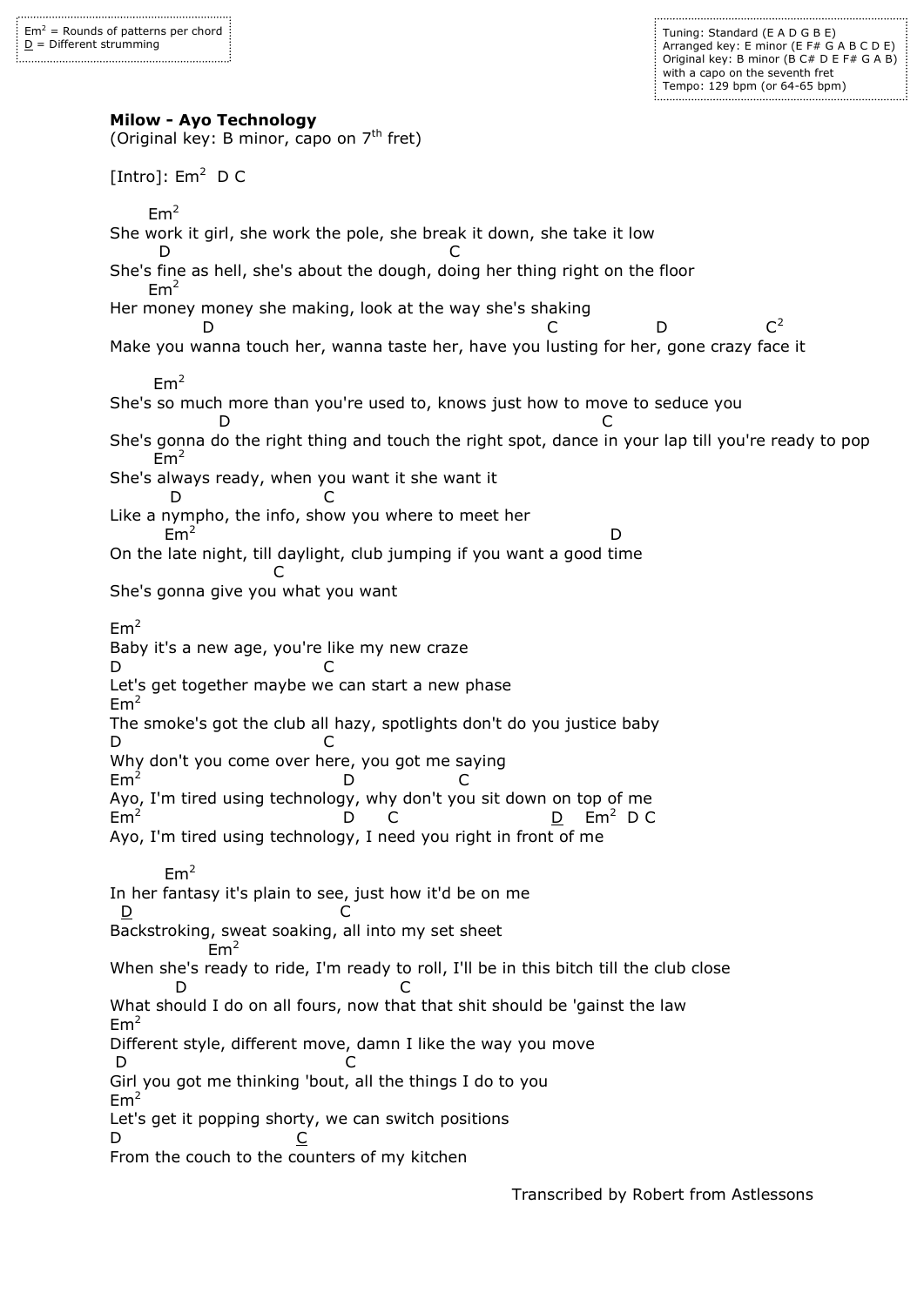Em$^2$ = Rounds of patterns per chord
D = Different strumming

Tuning: Standard (E A D G B E)
Arranged key: E minor (E F# G A B C D E)
Original key: B minor (B C# D E F# G A B)
with a capo on the seventh fret
Tempo: 129 bpm (or 64-65 bpm)

**Milow - Ayo Technology**
(Original key: B minor, capo on 7th fret)

[Intro]: Em$^2$ D C

```
      Em²
She work it girl, she work the pole, she break it down, she take it low
         D                                          C
She's fine as hell, she's about the dough, doing her thing right on the floor
      Em²
Her money money she making, look at the way she's shaking
              D                                          C             D            C²
Make you wanna touch her, wanna taste her, have you lusting for her, gone crazy face it

       Em²
She's so much more than you're used to, knows just how to move to seduce you
                 D                                                C
She's gonna do the right thing and touch the right spot, dance in your lap till you're ready to pop
       Em²
She's always ready, when you want it she want it
          D                    C
Like a nympho, the info, show you where to meet her
         Em²                                                    D
On the late night, till daylight, club jumping if you want a good time
                        C
She's gonna give you what you want

Em²
Baby it's a new age, you're like my new craze
D                            C
Let's get together maybe we can start a new phase
Em²
The smoke's got the club all hazy, spotlights don't do you justice baby
D                            C
Why don't you come over here, you got me saying
Em²                          D           C
Ayo, I'm tired using technology, why don't you sit down on top of me
Em²                          D     C                       D   Em²  D C
Ayo, I'm tired using technology, I need you right in front of me

         Em²
In her fantasy it's plain to see, just how it'd be on me
  D                              C
Backstroking, sweat soaking, all into my set sheet
               Em²
When she's ready to ride, I'm ready to roll, I'll be in this bitch till the club close
        D                                C
What should I do on all fours, now that that shit should be 'gainst the law
Em²
Different style, different move, damn I like the way you move
 D                               C
Girl you got me thinking 'bout, all the things I do to you
Em²
Let's get it popping shorty, we can switch positions
D                         C
From the couch to the counters of my kitchen
```

(In the original, the D before "Em² D C" at the end of the second "Ayo" line, the D before "Backstroking", and the C before "From the couch" are underlined, indicating different strumming.)

Transcribed by Robert from Astlessons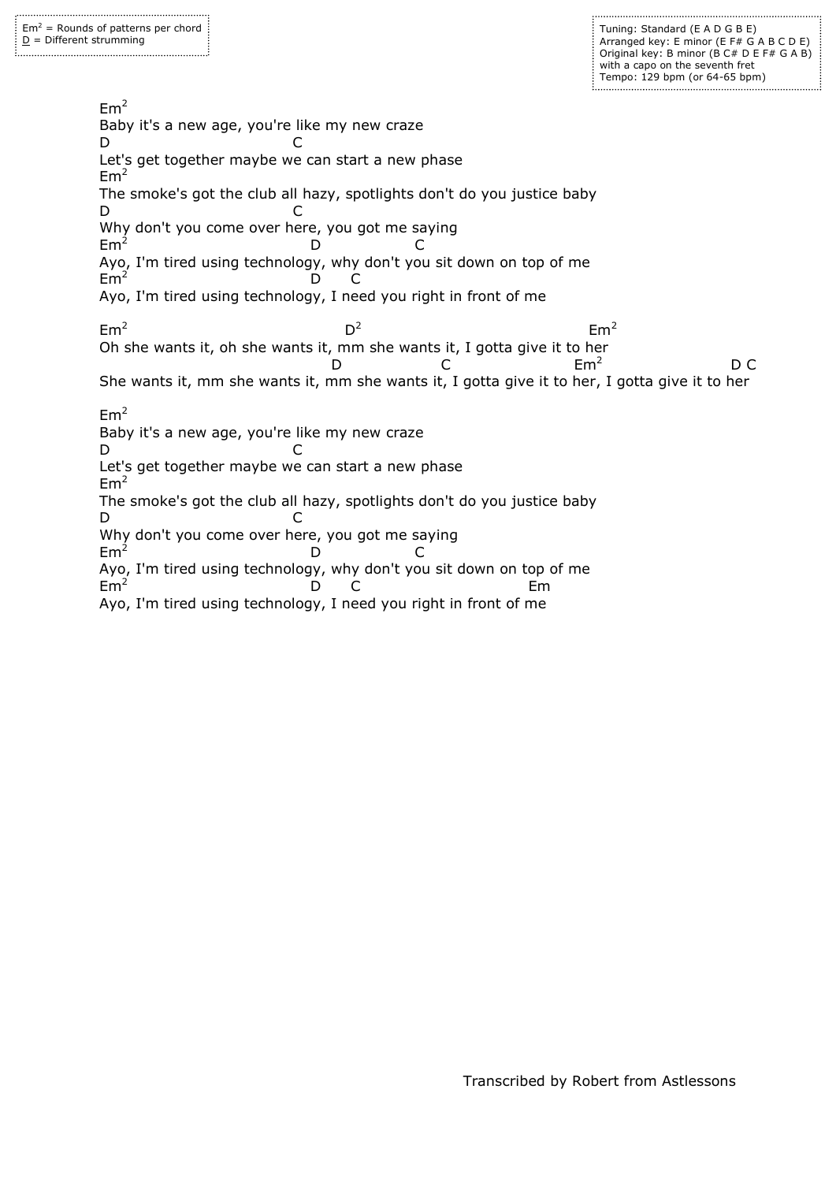Em² = Rounds of patterns per chord
D (underlined) = Different strumming

Tuning: Standard (E A D G B E)
Arranged key: E minor (E F# G A B C D E)
Original key: B minor (B C# D E F# G A B)
with a capo on the seventh fret
Tempo: 129 bpm (or 64-65 bpm)

```
Em^2
Baby it's a new age, you're like my new craze
D                          C
Let's get together maybe we can start a new phase
Em^2
The smoke's got the club all hazy, spotlights don't do you justice baby
D                          C
Why don't you come over here, you got me saying
Em^2                          D               C
Ayo, I'm tired using technology, why don't you sit down on top of me
Em^2                          D     C
Ayo, I'm tired using technology, I need you right in front of me

Em^2                               D^2                                  Em^2
Oh she wants it, oh she wants it, mm she wants it, I gotta give it to her
                                 D               C                  Em^2                D C
She wants it, mm she wants it, mm she wants it, I gotta give it to her, I gotta give it to her

Em^2
Baby it's a new age, you're like my new craze
D                          C
Let's get together maybe we can start a new phase
Em^2
The smoke's got the club all hazy, spotlights don't do you justice baby
D                          C
Why don't you come over here, you got me saying
Em^2                          D               C
Ayo, I'm tired using technology, why don't you sit down on top of me
Em^2                          D     C                           Em
Ayo, I'm tired using technology, I need you right in front of me
```

Transcribed by Robert from Astlessons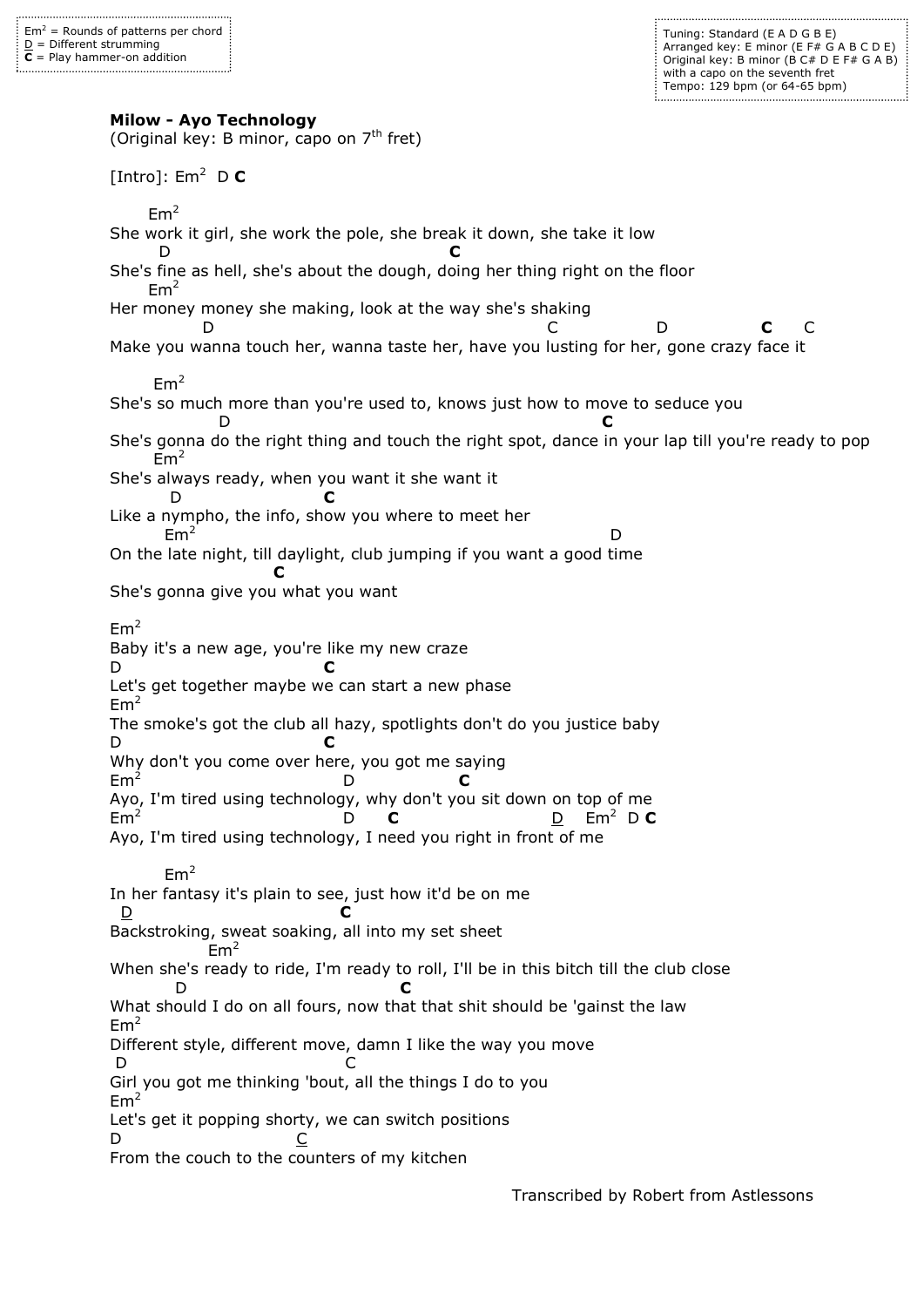Em² = Rounds of patterns per chord
D = Different strumming
**C** = Play hammer-on addition

Tuning: Standard (E A D G B E)
Arranged key: E minor (E F# G A B C D E)
Original key: B minor (B C# D E F# G A B)
with a capo on the seventh fret
Tempo: 129 bpm (or 64-65 bpm)

**Milow - Ayo Technology**
(Original key: B minor, capo on 7th fret)

[Intro]: Em²  D **C**

```
      Em²
She work it girl, she work the pole, she break it down, she take it low
        D                                            C
She's fine as hell, she's about the dough, doing her thing right on the floor
      Em²
Her money money she making, look at the way she's shaking
              D                                               C              D              C     C
Make you wanna touch her, wanna taste her, have you lusting for her, gone crazy face it

       Em²
She's so much more than you're used to, knows just how to move to seduce you
                D                                                       C
She's gonna do the right thing and touch the right spot, dance in your lap till you're ready to pop
       Em²
She's always ready, when you want it she want it
          D                      C
Like a nympho, the info, show you where to meet her
        Em²                                                        D
On the late night, till daylight, club jumping if you want a good time
                        C
She's gonna give you what you want

Em²
Baby it's a new age, you're like my new craze
D                              C
Let's get together maybe we can start a new phase
Em²
The smoke's got the club all hazy, spotlights don't do you justice baby
D                              C
Why don't you come over here, you got me saying
Em²                               D                C
Ayo, I'm tired using technology, why don't you sit down on top of me
Em²                               D      C                           D    Em²  D C
Ayo, I'm tired using technology, I need you right in front of me

        Em²
In her fantasy it's plain to see, just how it'd be on me
  D                              C
Backstroking, sweat soaking, all into my set sheet
              Em²
When she's ready to ride, I'm ready to roll, I'll be in this bitch till the club close
      D                                     C
What should I do on all fours, now that that shit should be 'gainst the law
Em²
Different style, different move, damn I like the way you move
 D                              C
Girl you got me thinking 'bout, all the things I do to you
Em²
Let's get it popping shorty, we can switch positions
D                         C
From the couch to the counters of my kitchen
```

Transcribed by Robert from Astlessons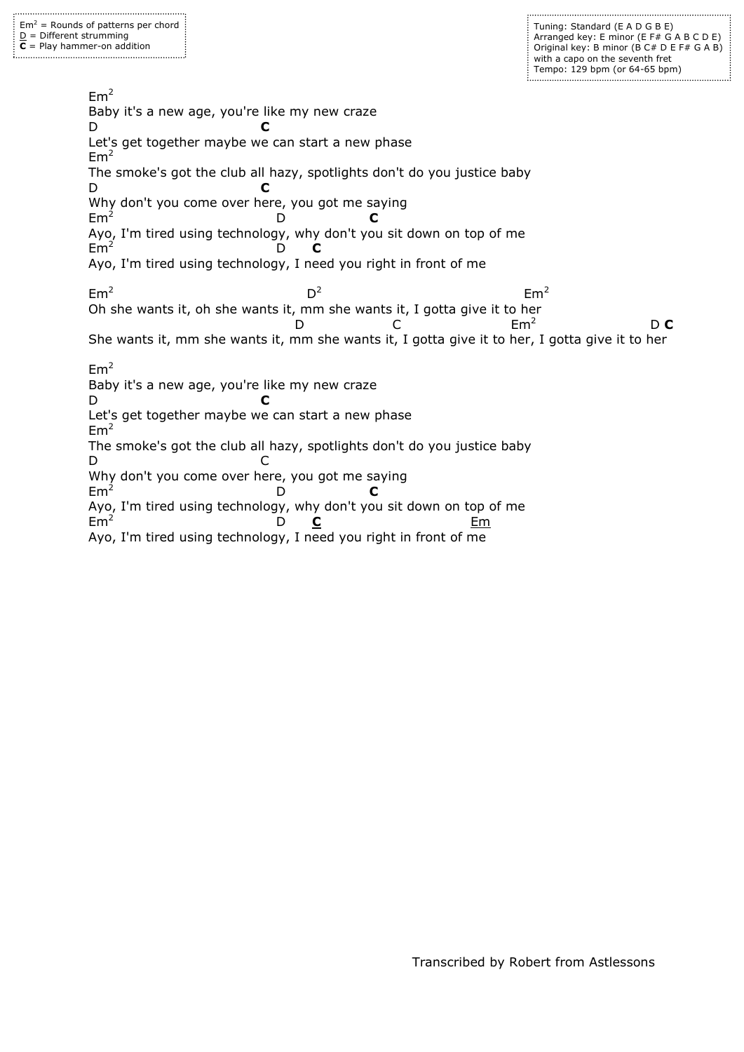$Em^2$ = Rounds of patterns per chord
D (underlined) = Different strumming
**C** = Play hammer-on addition

Tuning: Standard (E A D G B E)
Arranged key: E minor (E F# G A B C D E)
Original key: B minor (B C# D E F# G A B)
with a capo on the seventh fret
Tempo: 129 bpm (or 64-65 bpm)

```
Em²
Baby it's a new age, you're like my new craze
D                        C
Let's get together maybe we can start a new phase
Em²
The smoke's got the club all hazy, spotlights don't do you justice baby
D                        C
Why don't you come over here, you got me saying
Em²                         D         C
Ayo, I'm tired using technology, why don't you sit down on top of me
Em²                         D   C
Ayo, I'm tired using technology, I need you right in front of me

Em²                                 D²                                  Em²
Oh she wants it, oh she wants it, mm she wants it, I gotta give it to her
                                    D           C           Em²                D C
She wants it, mm she wants it, mm she wants it, I gotta give it to her, I gotta give it to her

Em²
Baby it's a new age, you're like my new craze
D                        C
Let's get together maybe we can start a new phase
Em²
The smoke's got the club all hazy, spotlights don't do you justice baby
D                        C
Why don't you come over here, you got me saying
Em²                         D         C
Ayo, I'm tired using technology, why don't you sit down on top of me
Em²                         D   C                   Em
Ayo, I'm tired using technology, I need you right in front of me
```

Transcribed by Robert from Astlessons